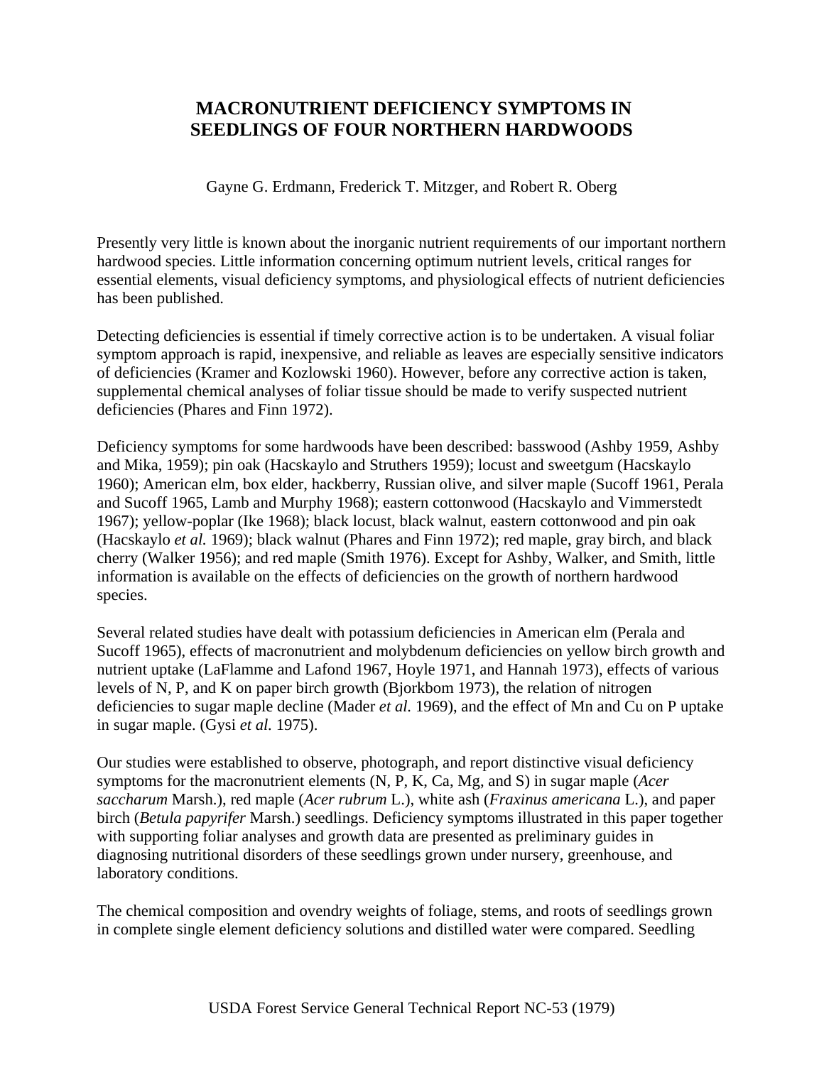# MACRONUTRIENT DEFICIENCY SYMPTOMS IN SEEDLINGS OF FOUR NORTHERN HARDWOODS

Gayne G. Erdmann, Frederick T. Mitzger, and Robert R. Oberg

Presently very little is known about the inorganic nutrient requirements of our important northern hardwood species. Little information concerning optimum nutrient levels, critical ranges for essential elements, visual deficiency symptoms, and physiological effects of nutrient deficiencies has been published.

Detecting deficiencies is essential if timely corrective action is to be undertaken. A visual foliar symptom approach is rapid, inexpensive, and reliable as leaves are especially sensitive indicators of deficiencies (Kramer and Kozlowski 1960). However, before any corrective action is taken, supplemental chemical analyses of foliar tissue should be made to verify suspected nutrient deficiencies (Phares and Finn 1972).

Deficiency symptoms for some hardwoods have been described: basswood (Ashby 1959, Ashby and Mika, 1959); pin oak (Hacskaylo and Struthers 1959); locust and sweetgum (Hacskaylo 1960); American elm, box elder, hackberry, Russian olive, and silver maple (Sucoff 1961, Perala and Sucoff 1965, Lamb and Murphy 1968); eastern cottonwood (Hacskaylo and Vimmerstedt 1967); yellow-poplar (Ike 1968); black locust, black walnut, eastern cottonwood and pin oak (Hacskaylo *et al.* 1969); black walnut (Phares and Finn 1972); red maple, gray birch, and black cherry (Walker 1956); and red maple (Smith 1976). Except for Ashby, Walker, and Smith, little information is available on the effects of deficiencies on the growth of northern hardwood species.

Several related studies have dealt with potassium deficiencies in American elm (Perala and Sucoff 1965), effects of macronutrient and molybdenum deficiencies on yellow birch growth and nutrient uptake (LaFlamme and Lafond 1967, Hoyle 1971, and Hannah 1973), effects of various levels of N, P, and K on paper birch growth (Bjorkbom 1973), the relation of nitrogen deficiencies to sugar maple decline (Mader *et al.* 1969), and the effect of Mn and Cu on P uptake in sugar maple. (Gysi *et al.* 1975).

Our studies were established to observe, photograph, and report distinctive visual deficiency symptoms for the macronutrient elements (N, P, K, Ca, Mg, and S) in sugar maple (*Acer saccharum* Marsh.), red maple (*Acer rubrum* L.), white ash (*Fraxinus americana* L.), and paper birch (*Betula papyrifer* Marsh.) seedlings. Deficiency symptoms illustrated in this paper together with supporting foliar analyses and growth data are presented as preliminary guides in diagnosing nutritional disorders of these seedlings grown under nursery, greenhouse, and laboratory conditions.

The chemical composition and ovendry weights of foliage, stems, and roots of seedlings grown in complete single element deficiency solutions and distilled water were compared. Seedling

USDA Forest Service General Technical Report NC-53 (1979)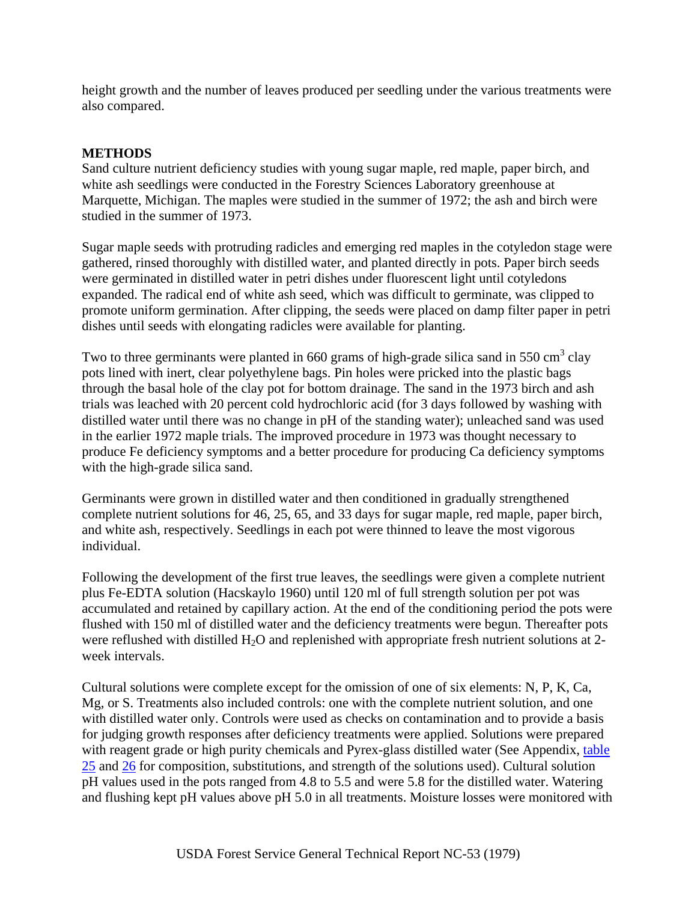height growth and the number of leaves produced per seedling under the various treatments were also compared.

## METHODS

Sand culture nutrient deficiency studies with young sugar maple, red maple, paper birch, and white ash seedlings were conducted in the Forestry Sciences Laboratory greenhouse at Marquette, Michigan. The maples were studied in the summer of 1972; the ash and birch were studied in the summer of 1973.

Sugar maple seeds with protruding radicles and emerging red maples in the cotyledon stage were gathered, rinsed thoroughly with distilled water, and planted directly in pots. Paper birch seeds were germinated in distilled water in petri dishes under fluorescent light until cotyledons expanded. The radical end of white ash seed, which was difficult to germinate, was clipped to promote uniform germination. After clipping, the seeds were placed on damp filter paper in petri dishes until seeds with elongating radicles were available for planting.

Two to three germinants were planted in 660 grams of high-grade silica sand in 550 $cm^3$ clay pots lined with inert, clear polyethylene bags. Pin holes were pricked into the plastic bags through the basal hole of the clay pot for bottom drainage. The sand in the 1973 birch and ash trials was leached with 20 percent cold hydrochloric acid (for 3 days followed by washing with distilled water until there was no change in pH of the standing water); unleached sand was used in the earlier 1972 maple trials. The improved procedure in 1973 was thought necessary to produce Fe deficiency symptoms and a better procedure for producing Ca deficiency symptoms with the high-grade silica sand.

Germinants were grown in distilled water and then conditioned in gradually strengthened complete nutrient solutions for 46, 25, 65, and 33 days for sugar maple, red maple, paper birch, and white ash, respectively. Seedlings in each pot were thinned to leave the most vigorous individual.

Following the development of the first true leaves, the seedlings were given a complete nutrient plus Fe-EDTA solution (Hacskaylo 1960) until 120 ml of full strength solution per pot was accumulated and retained by capillary action. At the end of the conditioning period the pots were flushed with 150 ml of distilled water and the deficiency treatments were begun. Thereafter pots were reflushed with distilled $H_2O$ and replenished with appropriate fresh nutrient solutions at 2-week intervals.

Cultural solutions were complete except for the omission of one of six elements: N, P, K, Ca, Mg, or S. Treatments also included controls: one with the complete nutrient solution, and one with distilled water only. Controls were used as checks on contamination and to provide a basis for judging growth responses after deficiency treatments were applied. Solutions were prepared with reagent grade or high purity chemicals and Pyrex-glass distilled water (See Appendix, table 25 and 26 for composition, substitutions, and strength of the solutions used). Cultural solution pH values used in the pots ranged from 4.8 to 5.5 and were 5.8 for the distilled water. Watering and flushing kept pH values above pH 5.0 in all treatments. Moisture losses were monitored with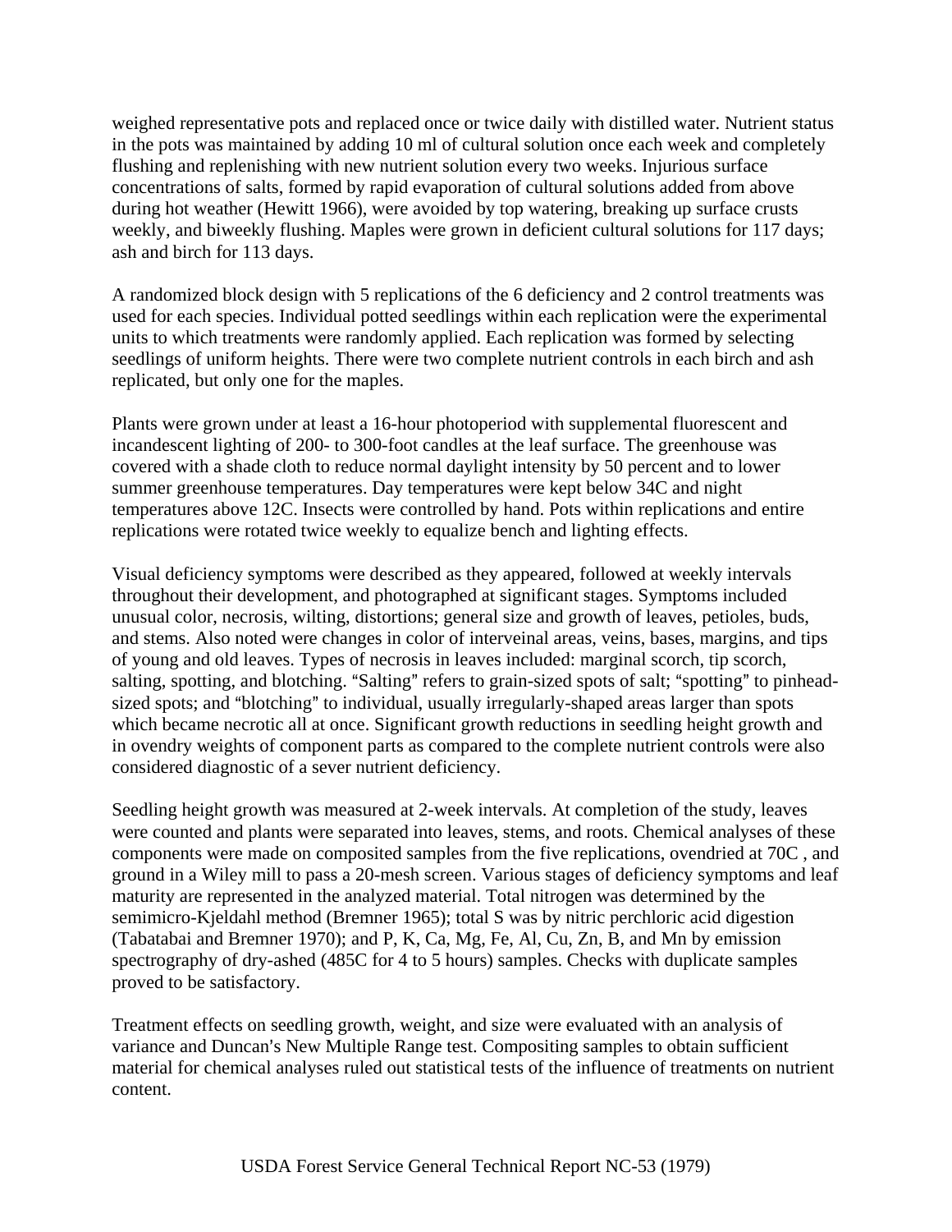weighed representative pots and replaced once or twice daily with distilled water. Nutrient status in the pots was maintained by adding 10 ml of cultural solution once each week and completely flushing and replenishing with new nutrient solution every two weeks. Injurious surface concentrations of salts, formed by rapid evaporation of cultural solutions added from above during hot weather (Hewitt 1966), were avoided by top watering, breaking up surface crusts weekly, and biweekly flushing. Maples were grown in deficient cultural solutions for 117 days; ash and birch for 113 days.

A randomized block design with 5 replications of the 6 deficiency and 2 control treatments was used for each species. Individual potted seedlings within each replication were the experimental units to which treatments were randomly applied. Each replication was formed by selecting seedlings of uniform heights. There were two complete nutrient controls in each birch and ash replicated, but only one for the maples.

Plants were grown under at least a 16-hour photoperiod with supplemental fluorescent and incandescent lighting of 200- to 300-foot candles at the leaf surface. The greenhouse was covered with a shade cloth to reduce normal daylight intensity by 50 percent and to lower summer greenhouse temperatures. Day temperatures were kept below 34C and night temperatures above 12C. Insects were controlled by hand. Pots within replications and entire replications were rotated twice weekly to equalize bench and lighting effects.

Visual deficiency symptoms were described as they appeared, followed at weekly intervals throughout their development, and photographed at significant stages. Symptoms included unusual color, necrosis, wilting, distortions; general size and growth of leaves, petioles, buds, and stems. Also noted were changes in color of interveinal areas, veins, bases, margins, and tips of young and old leaves. Types of necrosis in leaves included: marginal scorch, tip scorch, salting, spotting, and blotching. "Salting" refers to grain-sized spots of salt; "spotting" to pinhead-sized spots; and "blotching" to individual, usually irregularly-shaped areas larger than spots which became necrotic all at once. Significant growth reductions in seedling height growth and in ovendry weights of component parts as compared to the complete nutrient controls were also considered diagnostic of a sever nutrient deficiency.

Seedling height growth was measured at 2-week intervals. At completion of the study, leaves were counted and plants were separated into leaves, stems, and roots. Chemical analyses of these components were made on composited samples from the five replications, ovendried at 70C , and ground in a Wiley mill to pass a 20-mesh screen. Various stages of deficiency symptoms and leaf maturity are represented in the analyzed material. Total nitrogen was determined by the semimicro-Kjeldahl method (Bremner 1965); total S was by nitric perchloric acid digestion (Tabatabai and Bremner 1970); and P, K, Ca, Mg, Fe, Al, Cu, Zn, B, and Mn by emission spectrography of dry-ashed (485C for 4 to 5 hours) samples. Checks with duplicate samples proved to be satisfactory.

Treatment effects on seedling growth, weight, and size were evaluated with an analysis of variance and Duncan's New Multiple Range test. Compositing samples to obtain sufficient material for chemical analyses ruled out statistical tests of the influence of treatments on nutrient content.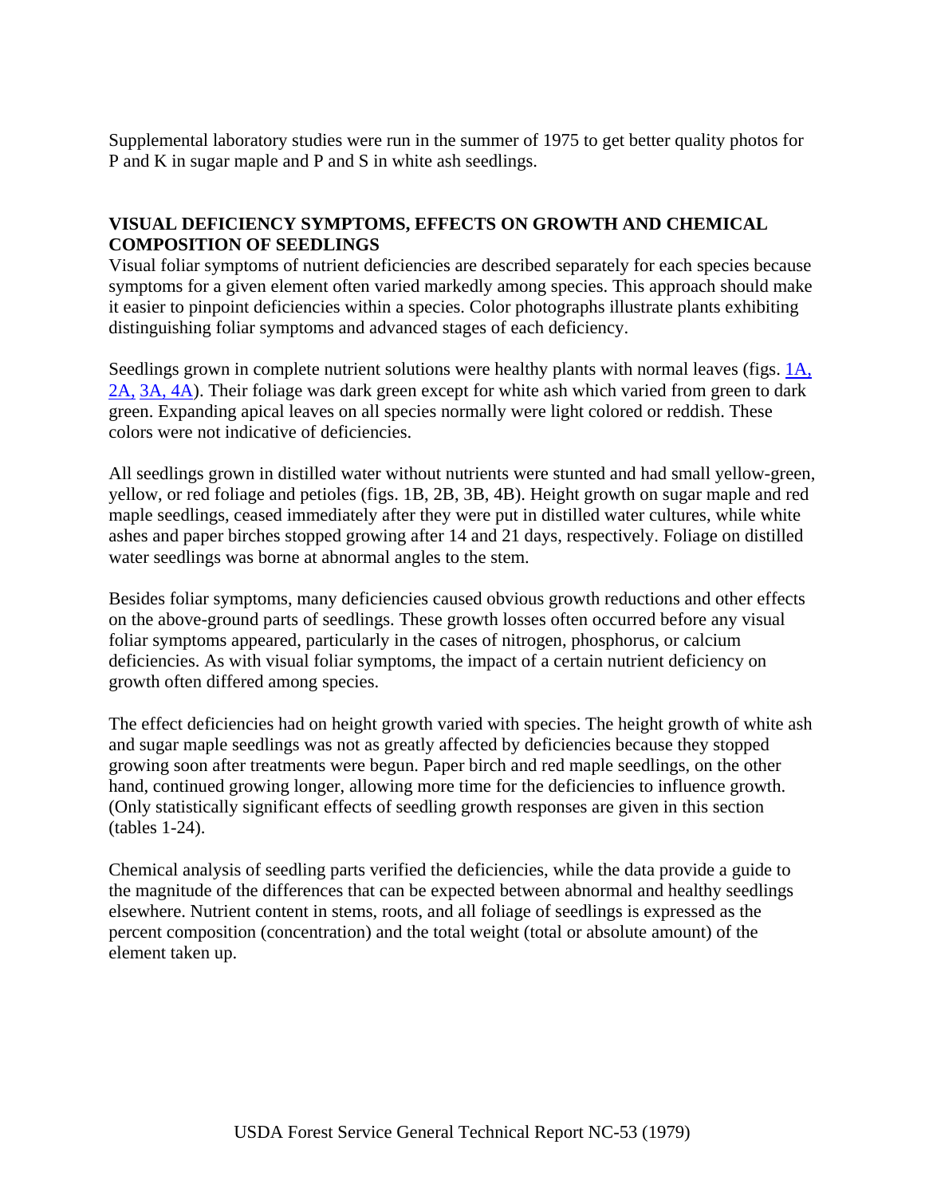Supplemental laboratory studies were run in the summer of 1975 to get better quality photos for P and K in sugar maple and P and S in white ash seedlings.

## VISUAL DEFICIENCY SYMPTOMS, EFFECTS ON GROWTH AND CHEMICAL COMPOSITION OF SEEDLINGS

Visual foliar symptoms of nutrient deficiencies are described separately for each species because symptoms for a given element often varied markedly among species. This approach should make it easier to pinpoint deficiencies within a species. Color photographs illustrate plants exhibiting distinguishing foliar symptoms and advanced stages of each deficiency.

Seedlings grown in complete nutrient solutions were healthy plants with normal leaves (figs. 1A, 2A, 3A, 4A). Their foliage was dark green except for white ash which varied from green to dark green. Expanding apical leaves on all species normally were light colored or reddish. These colors were not indicative of deficiencies.

All seedlings grown in distilled water without nutrients were stunted and had small yellow-green, yellow, or red foliage and petioles (figs. 1B, 2B, 3B, 4B). Height growth on sugar maple and red maple seedlings, ceased immediately after they were put in distilled water cultures, while white ashes and paper birches stopped growing after 14 and 21 days, respectively. Foliage on distilled water seedlings was borne at abnormal angles to the stem.

Besides foliar symptoms, many deficiencies caused obvious growth reductions and other effects on the above-ground parts of seedlings. These growth losses often occurred before any visual foliar symptoms appeared, particularly in the cases of nitrogen, phosphorus, or calcium deficiencies. As with visual foliar symptoms, the impact of a certain nutrient deficiency on growth often differed among species.

The effect deficiencies had on height growth varied with species. The height growth of white ash and sugar maple seedlings was not as greatly affected by deficiencies because they stopped growing soon after treatments were begun. Paper birch and red maple seedlings, on the other hand, continued growing longer, allowing more time for the deficiencies to influence growth. (Only statistically significant effects of seedling growth responses are given in this section (tables 1-24).

Chemical analysis of seedling parts verified the deficiencies, while the data provide a guide to the magnitude of the differences that can be expected between abnormal and healthy seedlings elsewhere. Nutrient content in stems, roots, and all foliage of seedlings is expressed as the percent composition (concentration) and the total weight (total or absolute amount) of the element taken up.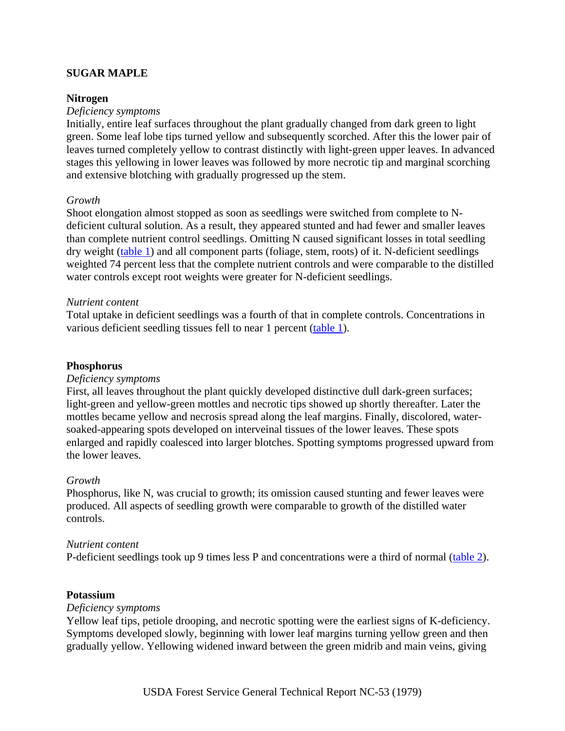## SUGAR MAPLE

### Nitrogen

*Deficiency symptoms*

Initially, entire leaf surfaces throughout the plant gradually changed from dark green to light green. Some leaf lobe tips turned yellow and subsequently scorched. After this the lower pair of leaves turned completely yellow to contrast distinctly with light-green upper leaves. In advanced stages this yellowing in lower leaves was followed by more necrotic tip and marginal scorching and extensive blotching with gradually progressed up the stem.

*Growth*

Shoot elongation almost stopped as soon as seedlings were switched from complete to N-deficient cultural solution. As a result, they appeared stunted and had fewer and smaller leaves than complete nutrient control seedlings. Omitting N caused significant losses in total seedling dry weight (table 1) and all component parts (foliage, stem, roots) of it. N-deficient seedlings weighted 74 percent less that the complete nutrient controls and were comparable to the distilled water controls except root weights were greater for N-deficient seedlings.

*Nutrient content*

Total uptake in deficient seedlings was a fourth of that in complete controls. Concentrations in various deficient seedling tissues fell to near 1 percent (table 1).

### Phosphorus

*Deficiency symptoms*

First, all leaves throughout the plant quickly developed distinctive dull dark-green surfaces; light-green and yellow-green mottles and necrotic tips showed up shortly thereafter. Later the mottles became yellow and necrosis spread along the leaf margins. Finally, discolored, water-soaked-appearing spots developed on interveinal tissues of the lower leaves. These spots enlarged and rapidly coalesced into larger blotches. Spotting symptoms progressed upward from the lower leaves.

*Growth*

Phosphorus, like N, was crucial to growth; its omission caused stunting and fewer leaves were produced. All aspects of seedling growth were comparable to growth of the distilled water controls.

*Nutrient content*

P-deficient seedlings took up 9 times less P and concentrations were a third of normal (table 2).

### Potassium

*Deficiency symptoms*

Yellow leaf tips, petiole drooping, and necrotic spotting were the earliest signs of K-deficiency. Symptoms developed slowly, beginning with lower leaf margins turning yellow green and then gradually yellow. Yellowing widened inward between the green midrib and main veins, giving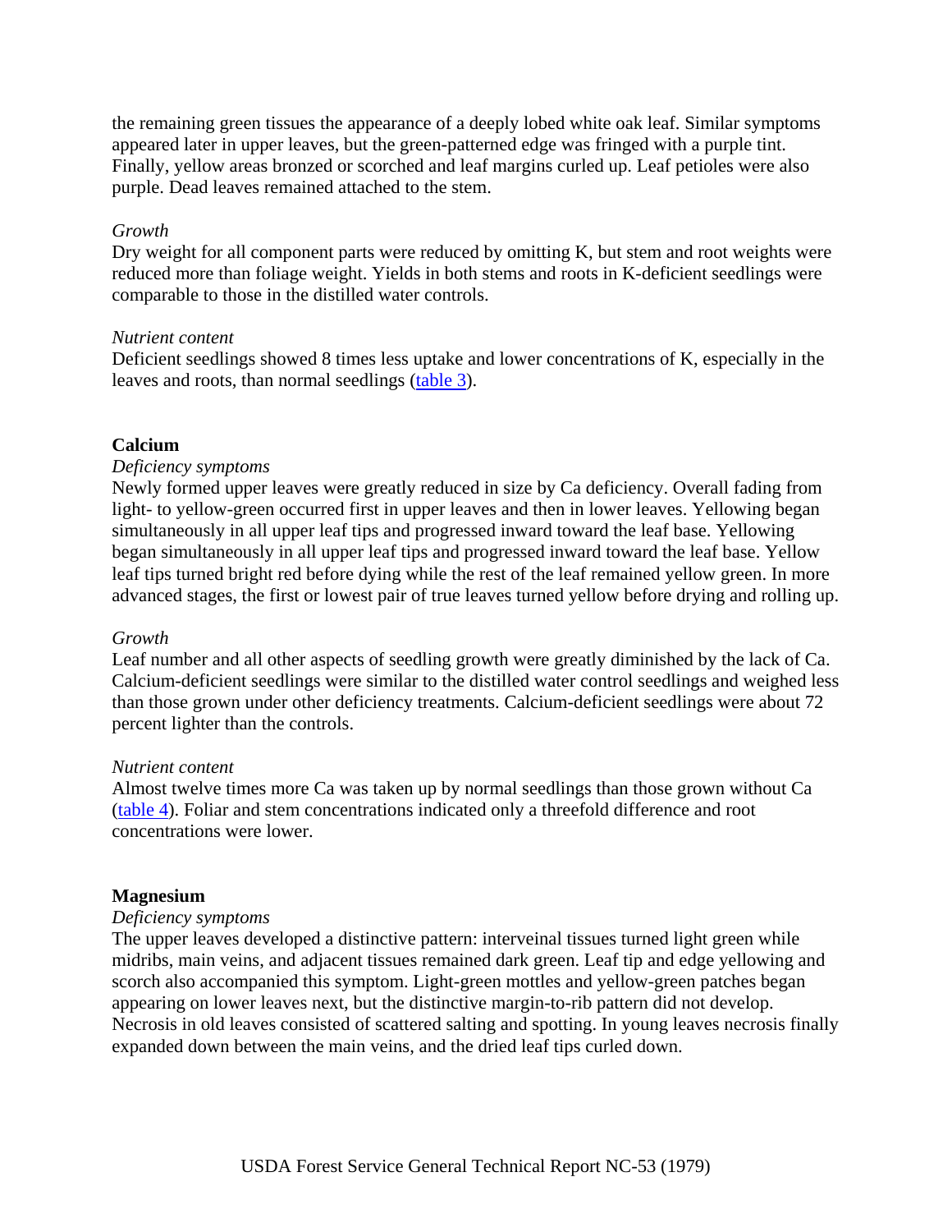the remaining green tissues the appearance of a deeply lobed white oak leaf. Similar symptoms appeared later in upper leaves, but the green-patterned edge was fringed with a purple tint. Finally, yellow areas bronzed or scorched and leaf margins curled up. Leaf petioles were also purple. Dead leaves remained attached to the stem.

*Growth*
Dry weight for all component parts were reduced by omitting K, but stem and root weights were reduced more than foliage weight. Yields in both stems and roots in K-deficient seedlings were comparable to those in the distilled water controls.

*Nutrient content*
Deficient seedlings showed 8 times less uptake and lower concentrations of K, especially in the leaves and roots, than normal seedlings (table 3).

### Calcium

*Deficiency symptoms*
Newly formed upper leaves were greatly reduced in size by Ca deficiency. Overall fading from light- to yellow-green occurred first in upper leaves and then in lower leaves. Yellowing began simultaneously in all upper leaf tips and progressed inward toward the leaf base. Yellowing began simultaneously in all upper leaf tips and progressed inward toward the leaf base. Yellow leaf tips turned bright red before dying while the rest of the leaf remained yellow green. In more advanced stages, the first or lowest pair of true leaves turned yellow before drying and rolling up.

*Growth*
Leaf number and all other aspects of seedling growth were greatly diminished by the lack of Ca. Calcium-deficient seedlings were similar to the distilled water control seedlings and weighed less than those grown under other deficiency treatments. Calcium-deficient seedlings were about 72 percent lighter than the controls.

*Nutrient content*
Almost twelve times more Ca was taken up by normal seedlings than those grown without Ca (table 4). Foliar and stem concentrations indicated only a threefold difference and root concentrations were lower.

### Magnesium

*Deficiency symptoms*
The upper leaves developed a distinctive pattern: interveinal tissues turned light green while midribs, main veins, and adjacent tissues remained dark green. Leaf tip and edge yellowing and scorch also accompanied this symptom. Light-green mottles and yellow-green patches began appearing on lower leaves next, but the distinctive margin-to-rib pattern did not develop. Necrosis in old leaves consisted of scattered salting and spotting. In young leaves necrosis finally expanded down between the main veins, and the dried leaf tips curled down.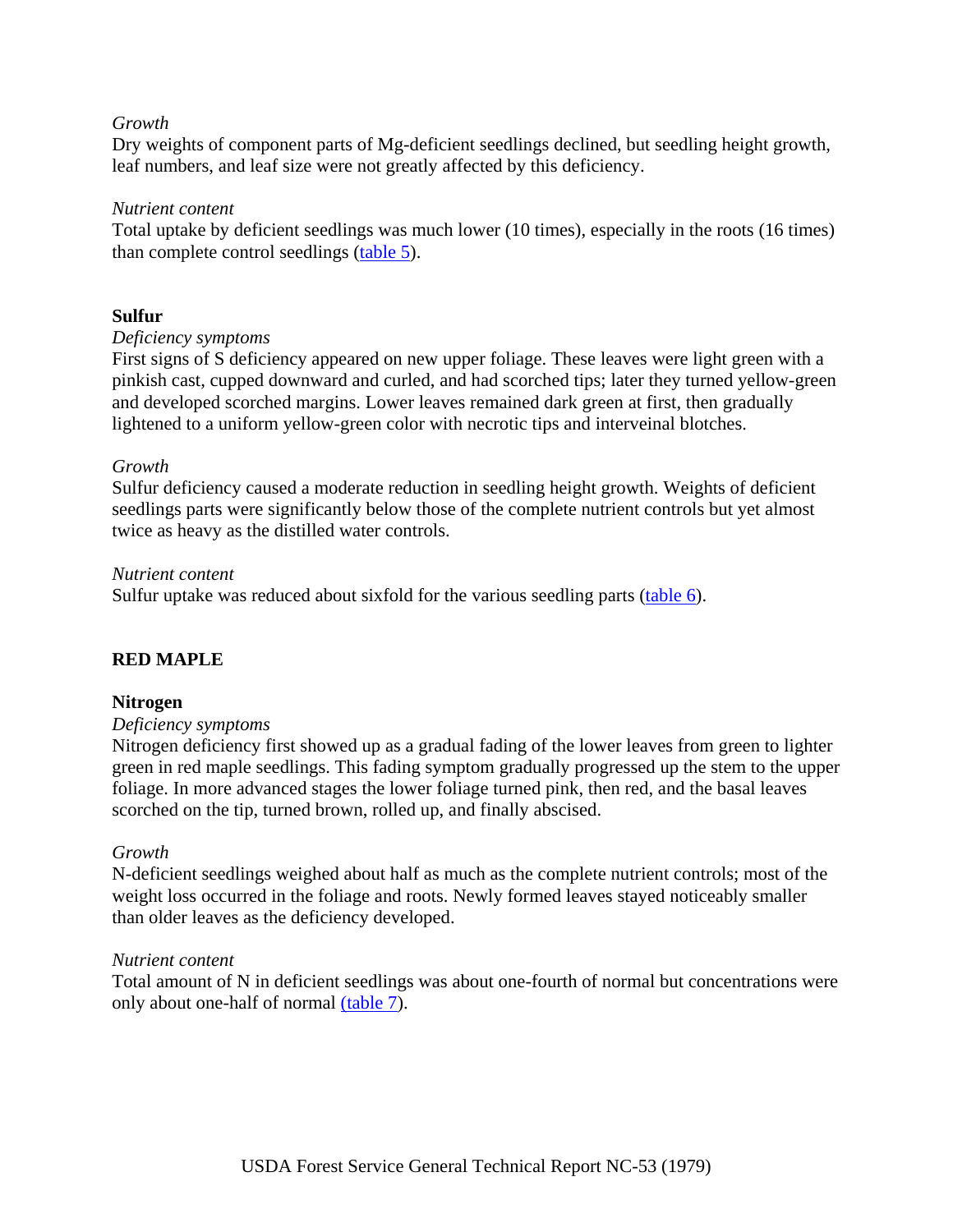*Growth*
Dry weights of component parts of Mg-deficient seedlings declined, but seedling height growth, leaf numbers, and leaf size were not greatly affected by this deficiency.

*Nutrient content*
Total uptake by deficient seedlings was much lower (10 times), especially in the roots (16 times) than complete control seedlings (table 5).

### Sulfur

*Deficiency symptoms*
First signs of S deficiency appeared on new upper foliage. These leaves were light green with a pinkish cast, cupped downward and curled, and had scorched tips; later they turned yellow-green and developed scorched margins. Lower leaves remained dark green at first, then gradually lightened to a uniform yellow-green color with necrotic tips and interveinal blotches.

*Growth*
Sulfur deficiency caused a moderate reduction in seedling height growth. Weights of deficient seedlings parts were significantly below those of the complete nutrient controls but yet almost twice as heavy as the distilled water controls.

*Nutrient content*
Sulfur uptake was reduced about sixfold for the various seedling parts (table 6).

## RED MAPLE

### Nitrogen

*Deficiency symptoms*
Nitrogen deficiency first showed up as a gradual fading of the lower leaves from green to lighter green in red maple seedlings. This fading symptom gradually progressed up the stem to the upper foliage. In more advanced stages the lower foliage turned pink, then red, and the basal leaves scorched on the tip, turned brown, rolled up, and finally abscised.

*Growth*
N-deficient seedlings weighed about half as much as the complete nutrient controls; most of the weight loss occurred in the foliage and roots. Newly formed leaves stayed noticeably smaller than older leaves as the deficiency developed.

*Nutrient content*
Total amount of N in deficient seedlings was about one-fourth of normal but concentrations were only about one-half of normal (table 7).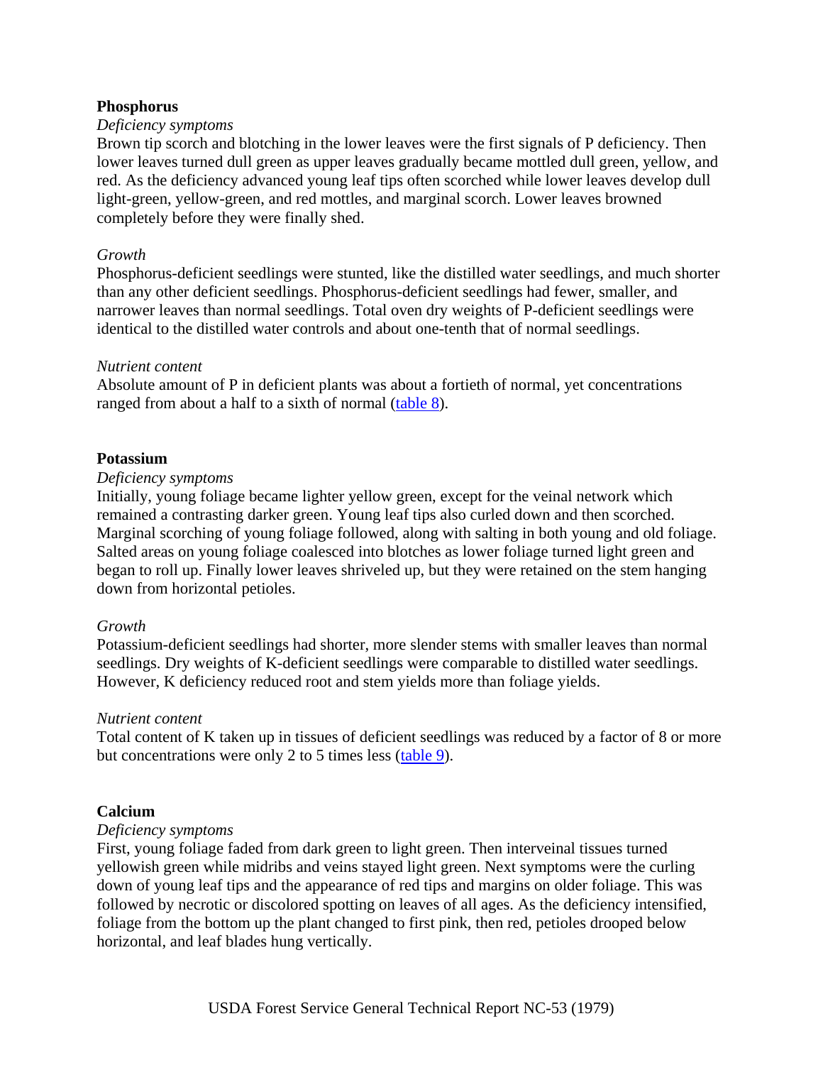### Phosphorus

*Deficiency symptoms*

Brown tip scorch and blotching in the lower leaves were the first signals of P deficiency. Then lower leaves turned dull green as upper leaves gradually became mottled dull green, yellow, and red. As the deficiency advanced young leaf tips often scorched while lower leaves develop dull light-green, yellow-green, and red mottles, and marginal scorch. Lower leaves browned completely before they were finally shed.

*Growth*

Phosphorus-deficient seedlings were stunted, like the distilled water seedlings, and much shorter than any other deficient seedlings. Phosphorus-deficient seedlings had fewer, smaller, and narrower leaves than normal seedlings. Total oven dry weights of P-deficient seedlings were identical to the distilled water controls and about one-tenth that of normal seedlings.

*Nutrient content*

Absolute amount of P in deficient plants was about a fortieth of normal, yet concentrations ranged from about a half to a sixth of normal (table 8).

### Potassium

*Deficiency symptoms*

Initially, young foliage became lighter yellow green, except for the veinal network which remained a contrasting darker green. Young leaf tips also curled down and then scorched. Marginal scorching of young foliage followed, along with salting in both young and old foliage. Salted areas on young foliage coalesced into blotches as lower foliage turned light green and began to roll up. Finally lower leaves shriveled up, but they were retained on the stem hanging down from horizontal petioles.

*Growth*

Potassium-deficient seedlings had shorter, more slender stems with smaller leaves than normal seedlings. Dry weights of K-deficient seedlings were comparable to distilled water seedlings. However, K deficiency reduced root and stem yields more than foliage yields.

*Nutrient content*

Total content of K taken up in tissues of deficient seedlings was reduced by a factor of 8 or more but concentrations were only 2 to 5 times less (table 9).

### Calcium

*Deficiency symptoms*

First, young foliage faded from dark green to light green. Then interveinal tissues turned yellowish green while midribs and veins stayed light green. Next symptoms were the curling down of young leaf tips and the appearance of red tips and margins on older foliage. This was followed by necrotic or discolored spotting on leaves of all ages. As the deficiency intensified, foliage from the bottom up the plant changed to first pink, then red, petioles drooped below horizontal, and leaf blades hung vertically.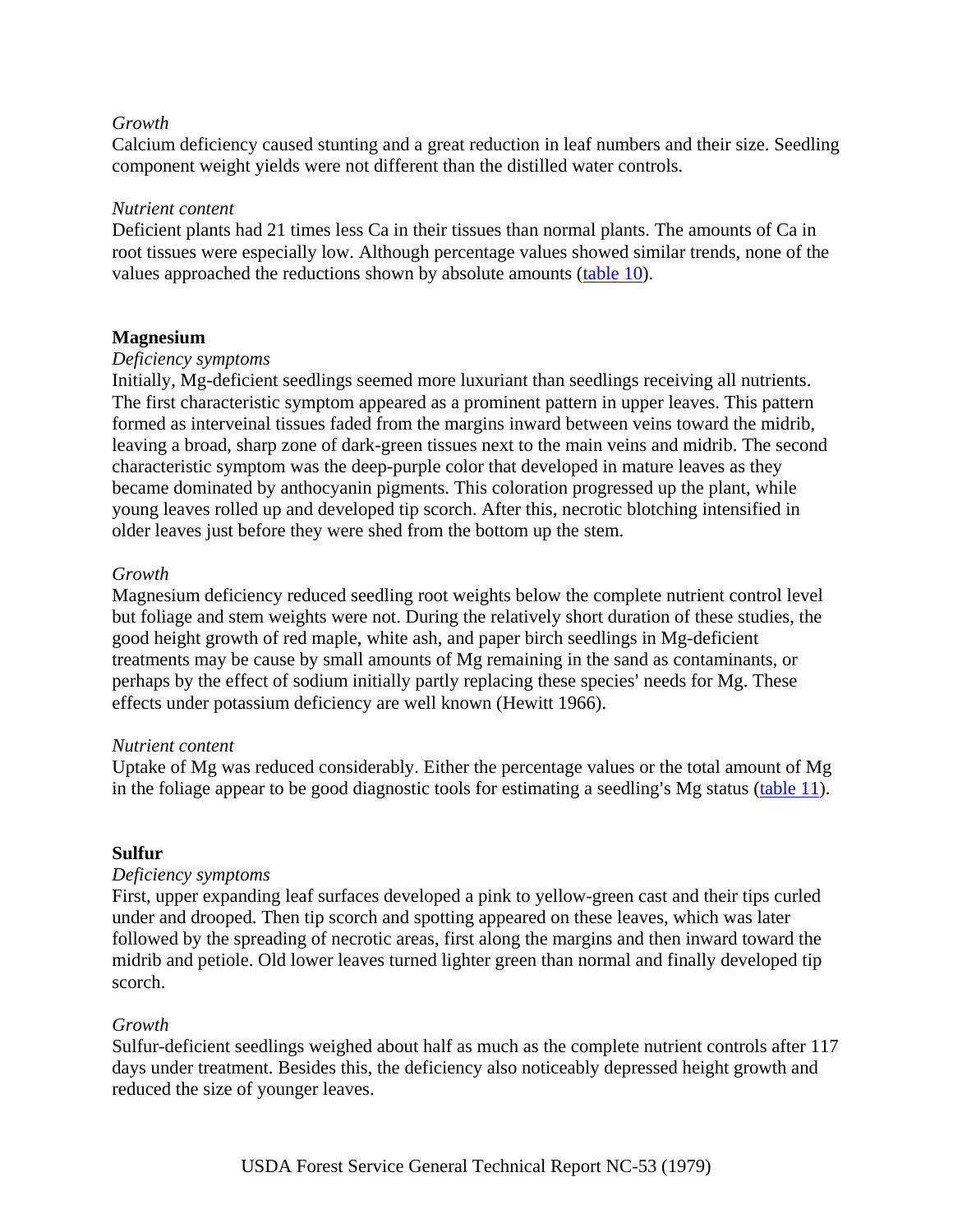*Growth*

Calcium deficiency caused stunting and a great reduction in leaf numbers and their size. Seedling component weight yields were not different than the distilled water controls.

*Nutrient content*

Deficient plants had 21 times less Ca in their tissues than normal plants. The amounts of Ca in root tissues were especially low. Although percentage values showed similar trends, none of the values approached the reductions shown by absolute amounts (table 10).

**Magnesium**

*Deficiency symptoms*

Initially, Mg-deficient seedlings seemed more luxuriant than seedlings receiving all nutrients. The first characteristic symptom appeared as a prominent pattern in upper leaves. This pattern formed as interveinal tissues faded from the margins inward between veins toward the midrib, leaving a broad, sharp zone of dark-green tissues next to the main veins and midrib. The second characteristic symptom was the deep-purple color that developed in mature leaves as they became dominated by anthocyanin pigments. This coloration progressed up the plant, while young leaves rolled up and developed tip scorch. After this, necrotic blotching intensified in older leaves just before they were shed from the bottom up the stem.

*Growth*

Magnesium deficiency reduced seedling root weights below the complete nutrient control level but foliage and stem weights were not. During the relatively short duration of these studies, the good height growth of red maple, white ash, and paper birch seedlings in Mg-deficient treatments may be cause by small amounts of Mg remaining in the sand as contaminants, or perhaps by the effect of sodium initially partly replacing these species' needs for Mg. These effects under potassium deficiency are well known (Hewitt 1966).

*Nutrient content*

Uptake of Mg was reduced considerably. Either the percentage values or the total amount of Mg in the foliage appear to be good diagnostic tools for estimating a seedling's Mg status (table 11).

**Sulfur**

*Deficiency symptoms*

First, upper expanding leaf surfaces developed a pink to yellow-green cast and their tips curled under and drooped. Then tip scorch and spotting appeared on these leaves, which was later followed by the spreading of necrotic areas, first along the margins and then inward toward the midrib and petiole. Old lower leaves turned lighter green than normal and finally developed tip scorch.

*Growth*

Sulfur-deficient seedlings weighed about half as much as the complete nutrient controls after 117 days under treatment. Besides this, the deficiency also noticeably depressed height growth and reduced the size of younger leaves.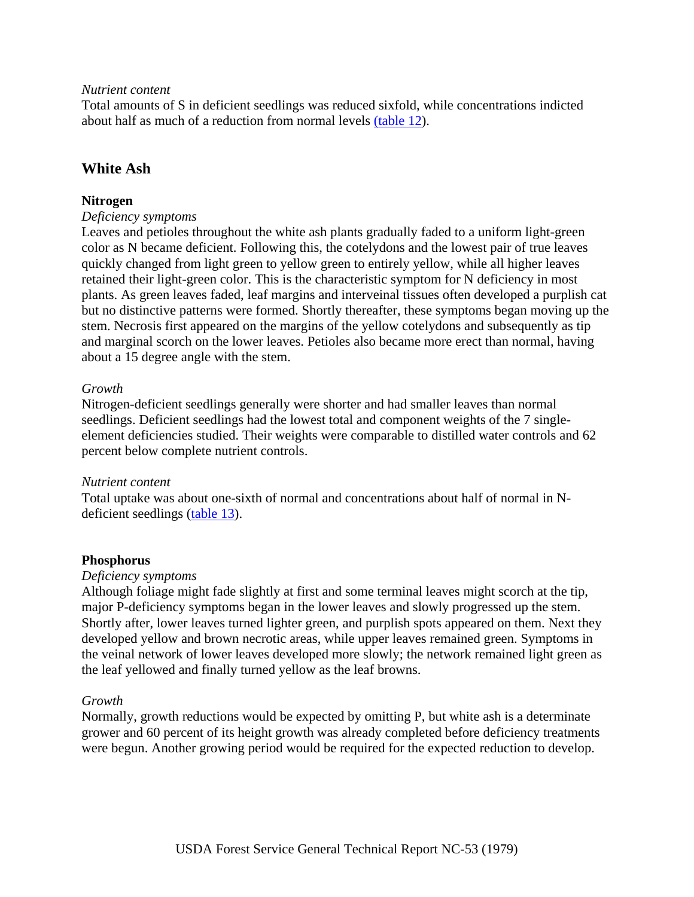*Nutrient content*

Total amounts of S in deficient seedlings was reduced sixfold, while concentrations indicted about half as much of a reduction from normal levels (table 12).

## White Ash

### Nitrogen

*Deficiency symptoms*

Leaves and petioles throughout the white ash plants gradually faded to a uniform light-green color as N became deficient. Following this, the cotelydons and the lowest pair of true leaves quickly changed from light green to yellow green to entirely yellow, while all higher leaves retained their light-green color. This is the characteristic symptom for N deficiency in most plants. As green leaves faded, leaf margins and interveinal tissues often developed a purplish cat but no distinctive patterns were formed. Shortly thereafter, these symptoms began moving up the stem. Necrosis first appeared on the margins of the yellow cotelydons and subsequently as tip and marginal scorch on the lower leaves. Petioles also became more erect than normal, having about a 15 degree angle with the stem.

*Growth*

Nitrogen-deficient seedlings generally were shorter and had smaller leaves than normal seedlings. Deficient seedlings had the lowest total and component weights of the 7 single-element deficiencies studied. Their weights were comparable to distilled water controls and 62 percent below complete nutrient controls.

*Nutrient content*

Total uptake was about one-sixth of normal and concentrations about half of normal in N-deficient seedlings (table 13).

### Phosphorus

*Deficiency symptoms*

Although foliage might fade slightly at first and some terminal leaves might scorch at the tip, major P-deficiency symptoms began in the lower leaves and slowly progressed up the stem. Shortly after, lower leaves turned lighter green, and purplish spots appeared on them. Next they developed yellow and brown necrotic areas, while upper leaves remained green. Symptoms in the veinal network of lower leaves developed more slowly; the network remained light green as the leaf yellowed and finally turned yellow as the leaf browns.

*Growth*

Normally, growth reductions would be expected by omitting P, but white ash is a determinate grower and 60 percent of its height growth was already completed before deficiency treatments were begun. Another growing period would be required for the expected reduction to develop.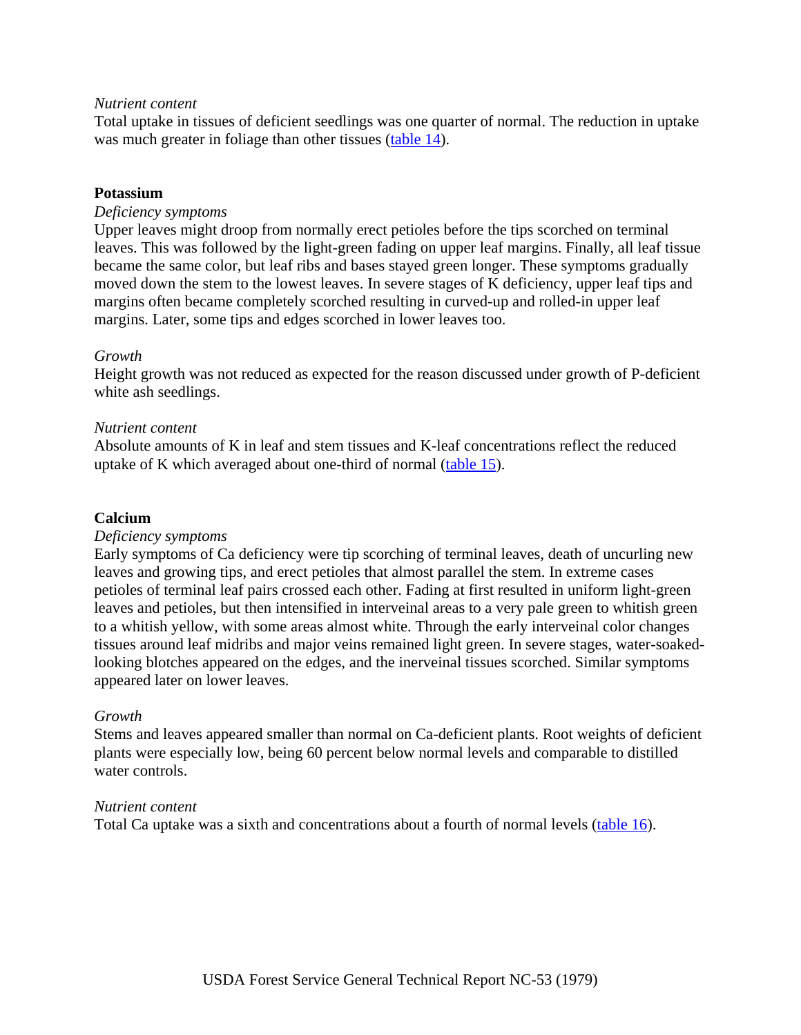*Nutrient content*

Total uptake in tissues of deficient seedlings was one quarter of normal. The reduction in uptake was much greater in foliage than other tissues (table 14).

## Potassium

*Deficiency symptoms*

Upper leaves might droop from normally erect petioles before the tips scorched on terminal leaves. This was followed by the light-green fading on upper leaf margins. Finally, all leaf tissue became the same color, but leaf ribs and bases stayed green longer. These symptoms gradually moved down the stem to the lowest leaves. In severe stages of K deficiency, upper leaf tips and margins often became completely scorched resulting in curved-up and rolled-in upper leaf margins. Later, some tips and edges scorched in lower leaves too.

*Growth*

Height growth was not reduced as expected for the reason discussed under growth of P-deficient white ash seedlings.

*Nutrient content*

Absolute amounts of K in leaf and stem tissues and K-leaf concentrations reflect the reduced uptake of K which averaged about one-third of normal (table 15).

## Calcium

*Deficiency symptoms*

Early symptoms of Ca deficiency were tip scorching of terminal leaves, death of uncurling new leaves and growing tips, and erect petioles that almost parallel the stem. In extreme cases petioles of terminal leaf pairs crossed each other. Fading at first resulted in uniform light-green leaves and petioles, but then intensified in interveinal areas to a very pale green to whitish green to a whitish yellow, with some areas almost white. Through the early interveinal color changes tissues around leaf midribs and major veins remained light green. In severe stages, water-soaked-looking blotches appeared on the edges, and the inerveinal tissues scorched. Similar symptoms appeared later on lower leaves.

*Growth*

Stems and leaves appeared smaller than normal on Ca-deficient plants. Root weights of deficient plants were especially low, being 60 percent below normal levels and comparable to distilled water controls.

*Nutrient content*

Total Ca uptake was a sixth and concentrations about a fourth of normal levels (table 16).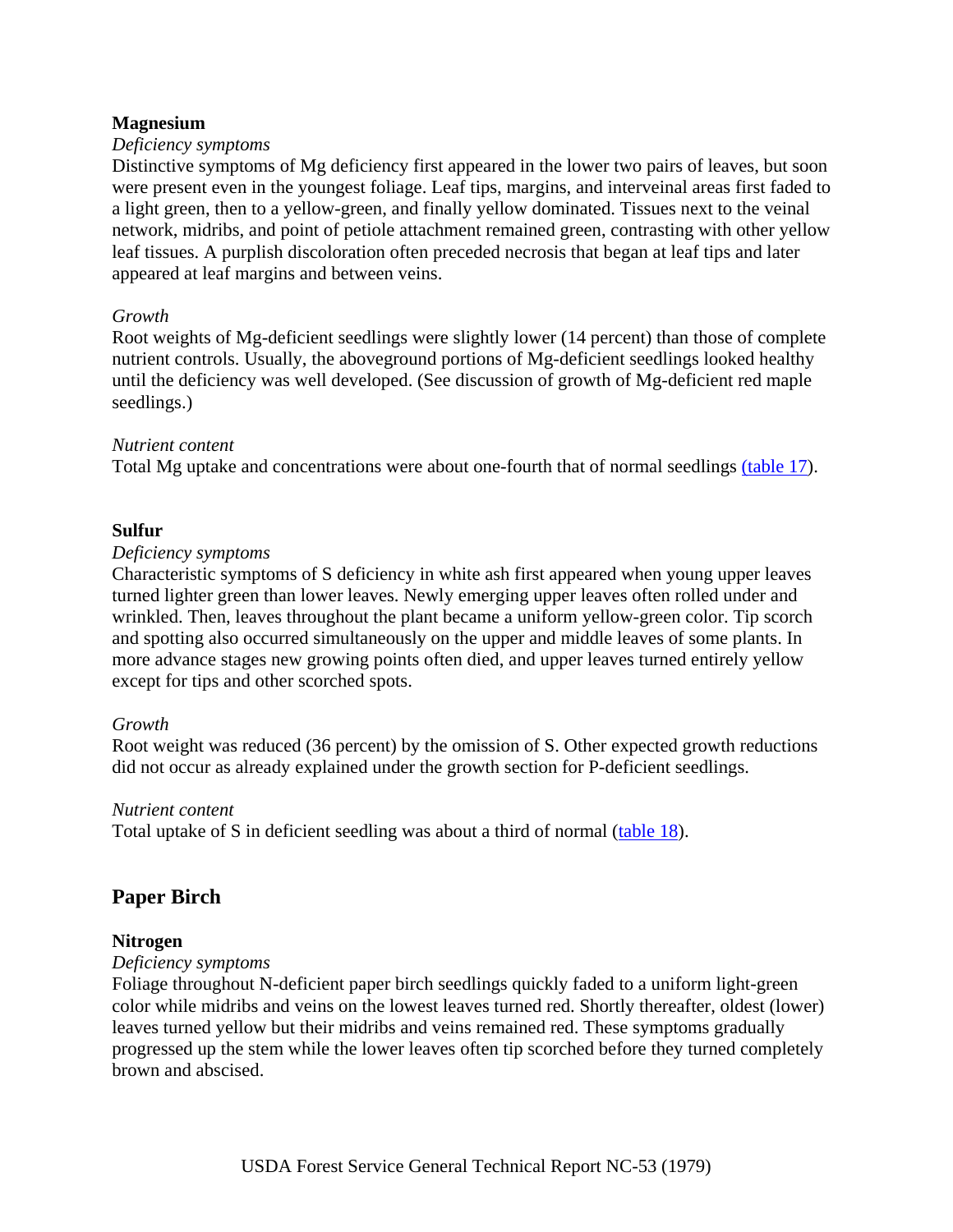### Magnesium

*Deficiency symptoms*

Distinctive symptoms of Mg deficiency first appeared in the lower two pairs of leaves, but soon were present even in the youngest foliage. Leaf tips, margins, and interveinal areas first faded to a light green, then to a yellow-green, and finally yellow dominated. Tissues next to the veinal network, midribs, and point of petiole attachment remained green, contrasting with other yellow leaf tissues. A purplish discoloration often preceded necrosis that began at leaf tips and later appeared at leaf margins and between veins.

*Growth*

Root weights of Mg-deficient seedlings were slightly lower (14 percent) than those of complete nutrient controls. Usually, the aboveground portions of Mg-deficient seedlings looked healthy until the deficiency was well developed. (See discussion of growth of Mg-deficient red maple seedlings.)

*Nutrient content*

Total Mg uptake and concentrations were about one-fourth that of normal seedlings (table 17).

### Sulfur

*Deficiency symptoms*

Characteristic symptoms of S deficiency in white ash first appeared when young upper leaves turned lighter green than lower leaves. Newly emerging upper leaves often rolled under and wrinkled. Then, leaves throughout the plant became a uniform yellow-green color. Tip scorch and spotting also occurred simultaneously on the upper and middle leaves of some plants. In more advance stages new growing points often died, and upper leaves turned entirely yellow except for tips and other scorched spots.

*Growth*

Root weight was reduced (36 percent) by the omission of S. Other expected growth reductions did not occur as already explained under the growth section for P-deficient seedlings.

*Nutrient content*

Total uptake of S in deficient seedling was about a third of normal (table 18).

## Paper Birch

### Nitrogen

*Deficiency symptoms*

Foliage throughout N-deficient paper birch seedlings quickly faded to a uniform light-green color while midribs and veins on the lowest leaves turned red. Shortly thereafter, oldest (lower) leaves turned yellow but their midribs and veins remained red. These symptoms gradually progressed up the stem while the lower leaves often tip scorched before they turned completely brown and abscised.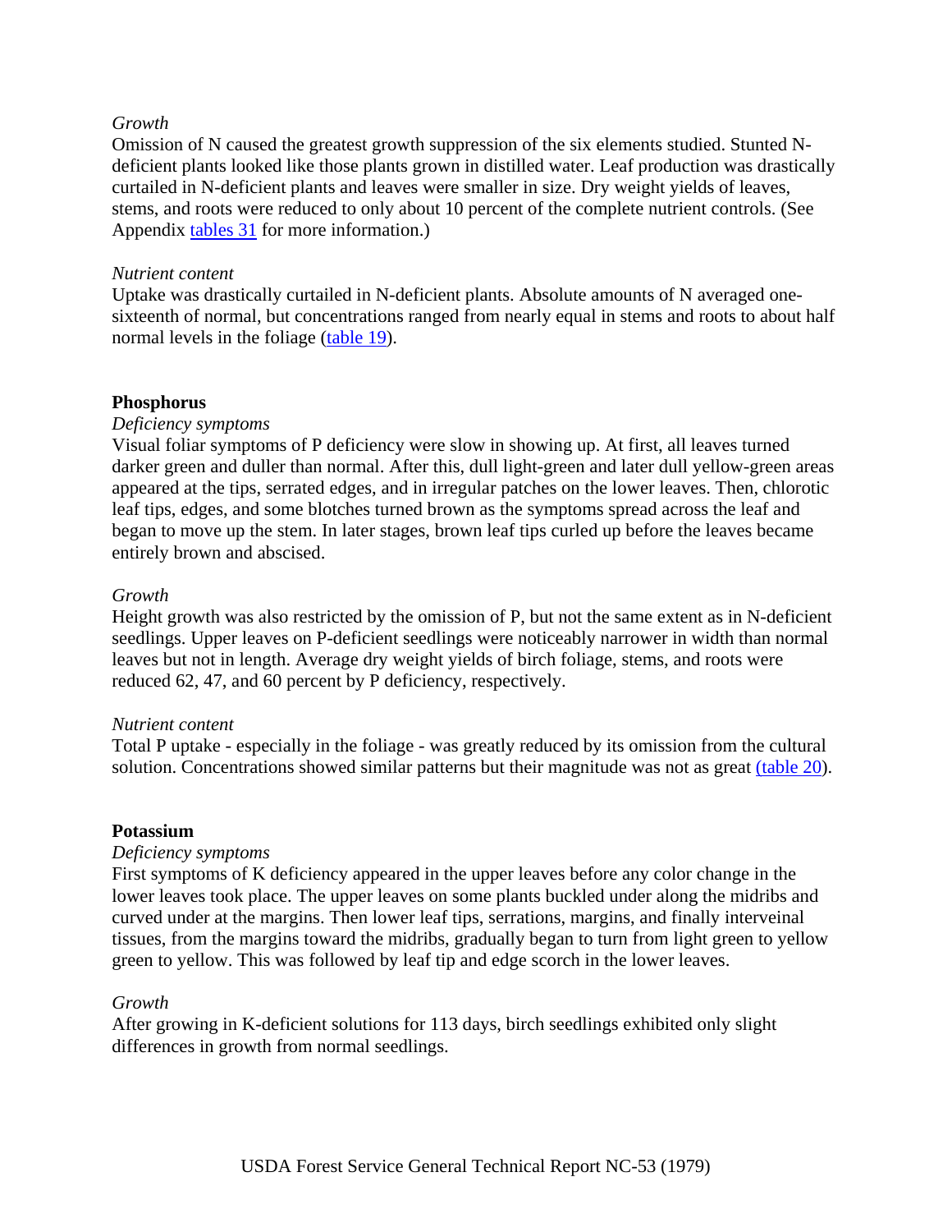*Growth*
Omission of N caused the greatest growth suppression of the six elements studied. Stunted N-deficient plants looked like those plants grown in distilled water. Leaf production was drastically curtailed in N-deficient plants and leaves were smaller in size. Dry weight yields of leaves, stems, and roots were reduced to only about 10 percent of the complete nutrient controls. (See Appendix tables 31 for more information.)

*Nutrient content*
Uptake was drastically curtailed in N-deficient plants. Absolute amounts of N averaged one-sixteenth of normal, but concentrations ranged from nearly equal in stems and roots to about half normal levels in the foliage (table 19).

**Phosphorus**

*Deficiency symptoms*
Visual foliar symptoms of P deficiency were slow in showing up. At first, all leaves turned darker green and duller than normal. After this, dull light-green and later dull yellow-green areas appeared at the tips, serrated edges, and in irregular patches on the lower leaves. Then, chlorotic leaf tips, edges, and some blotches turned brown as the symptoms spread across the leaf and began to move up the stem. In later stages, brown leaf tips curled up before the leaves became entirely brown and abscised.

*Growth*
Height growth was also restricted by the omission of P, but not the same extent as in N-deficient seedlings. Upper leaves on P-deficient seedlings were noticeably narrower in width than normal leaves but not in length. Average dry weight yields of birch foliage, stems, and roots were reduced 62, 47, and 60 percent by P deficiency, respectively.

*Nutrient content*
Total P uptake - especially in the foliage - was greatly reduced by its omission from the cultural solution. Concentrations showed similar patterns but their magnitude was not as great (table 20).

**Potassium**

*Deficiency symptoms*
First symptoms of K deficiency appeared in the upper leaves before any color change in the lower leaves took place. The upper leaves on some plants buckled under along the midribs and curved under at the margins. Then lower leaf tips, serrations, margins, and finally interveinal tissues, from the margins toward the midribs, gradually began to turn from light green to yellow green to yellow. This was followed by leaf tip and edge scorch in the lower leaves.

*Growth*
After growing in K-deficient solutions for 113 days, birch seedlings exhibited only slight differences in growth from normal seedlings.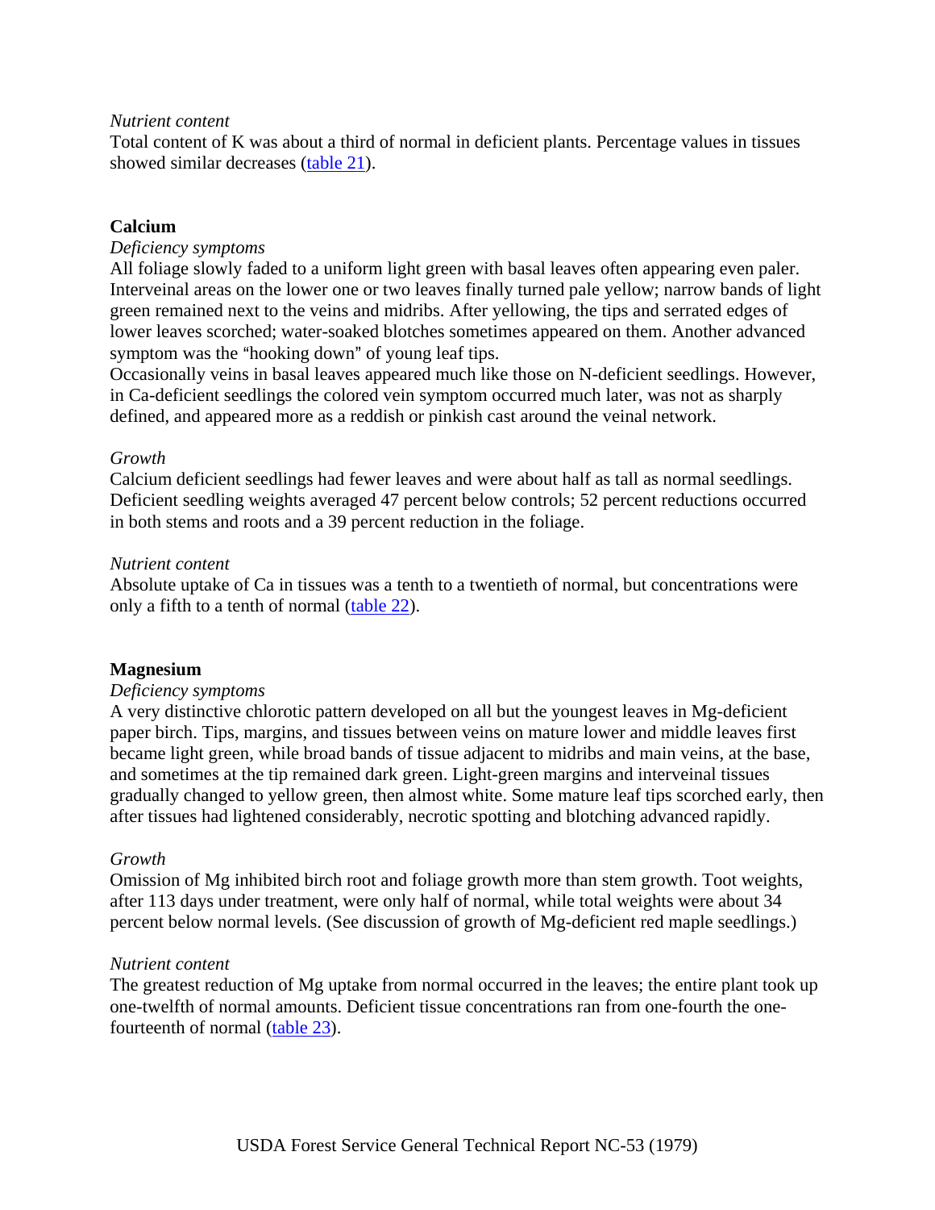*Nutrient content*

Total content of K was about a third of normal in deficient plants. Percentage values in tissues showed similar decreases (table 21).

## Calcium

*Deficiency symptoms*

All foliage slowly faded to a uniform light green with basal leaves often appearing even paler. Interveinal areas on the lower one or two leaves finally turned pale yellow; narrow bands of light green remained next to the veins and midribs. After yellowing, the tips and serrated edges of lower leaves scorched; water-soaked blotches sometimes appeared on them. Another advanced symptom was the "hooking down" of young leaf tips.

Occasionally veins in basal leaves appeared much like those on N-deficient seedlings. However, in Ca-deficient seedlings the colored vein symptom occurred much later, was not as sharply defined, and appeared more as a reddish or pinkish cast around the veinal network.

*Growth*

Calcium deficient seedlings had fewer leaves and were about half as tall as normal seedlings. Deficient seedling weights averaged 47 percent below controls; 52 percent reductions occurred in both stems and roots and a 39 percent reduction in the foliage.

*Nutrient content*

Absolute uptake of Ca in tissues was a tenth to a twentieth of normal, but concentrations were only a fifth to a tenth of normal (table 22).

## Magnesium

*Deficiency symptoms*

A very distinctive chlorotic pattern developed on all but the youngest leaves in Mg-deficient paper birch. Tips, margins, and tissues between veins on mature lower and middle leaves first became light green, while broad bands of tissue adjacent to midribs and main veins, at the base, and sometimes at the tip remained dark green. Light-green margins and interveinal tissues gradually changed to yellow green, then almost white. Some mature leaf tips scorched early, then after tissues had lightened considerably, necrotic spotting and blotching advanced rapidly.

*Growth*

Omission of Mg inhibited birch root and foliage growth more than stem growth. Toot weights, after 113 days under treatment, were only half of normal, while total weights were about 34 percent below normal levels. (See discussion of growth of Mg-deficient red maple seedlings.)

*Nutrient content*

The greatest reduction of Mg uptake from normal occurred in the leaves; the entire plant took up one-twelfth of normal amounts. Deficient tissue concentrations ran from one-fourth the one-fourteenth of normal (table 23).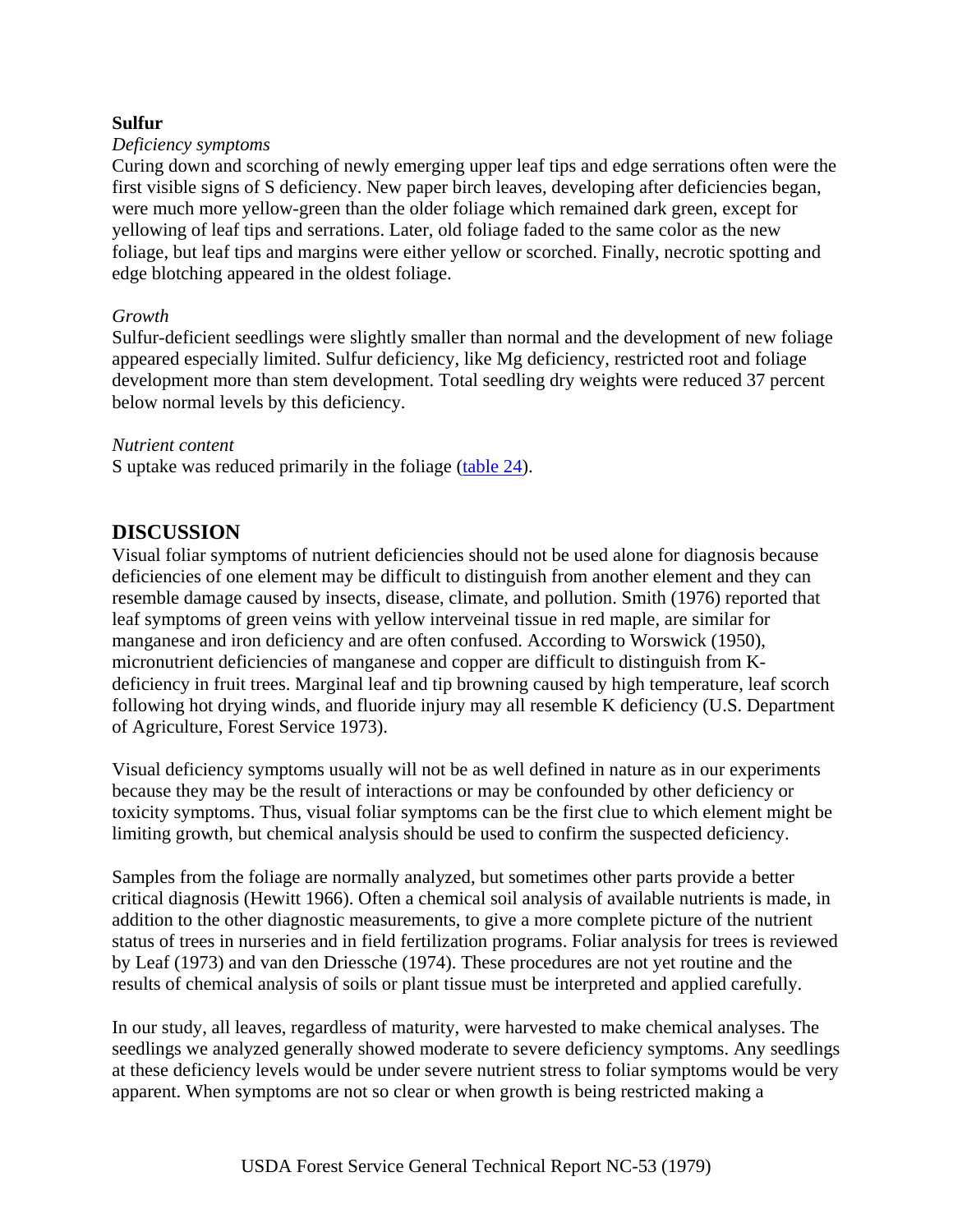**Sulfur**

*Deficiency symptoms*

Curing down and scorching of newly emerging upper leaf tips and edge serrations often were the first visible signs of S deficiency. New paper birch leaves, developing after deficiencies began, were much more yellow-green than the older foliage which remained dark green, except for yellowing of leaf tips and serrations. Later, old foliage faded to the same color as the new foliage, but leaf tips and margins were either yellow or scorched. Finally, necrotic spotting and edge blotching appeared in the oldest foliage.

*Growth*

Sulfur-deficient seedlings were slightly smaller than normal and the development of new foliage appeared especially limited. Sulfur deficiency, like Mg deficiency, restricted root and foliage development more than stem development. Total seedling dry weights were reduced 37 percent below normal levels by this deficiency.

*Nutrient content*

S uptake was reduced primarily in the foliage (table 24).

## DISCUSSION

Visual foliar symptoms of nutrient deficiencies should not be used alone for diagnosis because deficiencies of one element may be difficult to distinguish from another element and they can resemble damage caused by insects, disease, climate, and pollution. Smith (1976) reported that leaf symptoms of green veins with yellow interveinal tissue in red maple, are similar for manganese and iron deficiency and are often confused. According to Worswick (1950), micronutrient deficiencies of manganese and copper are difficult to distinguish from K-deficiency in fruit trees. Marginal leaf and tip browning caused by high temperature, leaf scorch following hot drying winds, and fluoride injury may all resemble K deficiency (U.S. Department of Agriculture, Forest Service 1973).

Visual deficiency symptoms usually will not be as well defined in nature as in our experiments because they may be the result of interactions or may be confounded by other deficiency or toxicity symptoms. Thus, visual foliar symptoms can be the first clue to which element might be limiting growth, but chemical analysis should be used to confirm the suspected deficiency.

Samples from the foliage are normally analyzed, but sometimes other parts provide a better critical diagnosis (Hewitt 1966). Often a chemical soil analysis of available nutrients is made, in addition to the other diagnostic measurements, to give a more complete picture of the nutrient status of trees in nurseries and in field fertilization programs. Foliar analysis for trees is reviewed by Leaf (1973) and van den Driessche (1974). These procedures are not yet routine and the results of chemical analysis of soils or plant tissue must be interpreted and applied carefully.

In our study, all leaves, regardless of maturity, were harvested to make chemical analyses. The seedlings we analyzed generally showed moderate to severe deficiency symptoms. Any seedlings at these deficiency levels would be under severe nutrient stress to foliar symptoms would be very apparent. When symptoms are not so clear or when growth is being restricted making a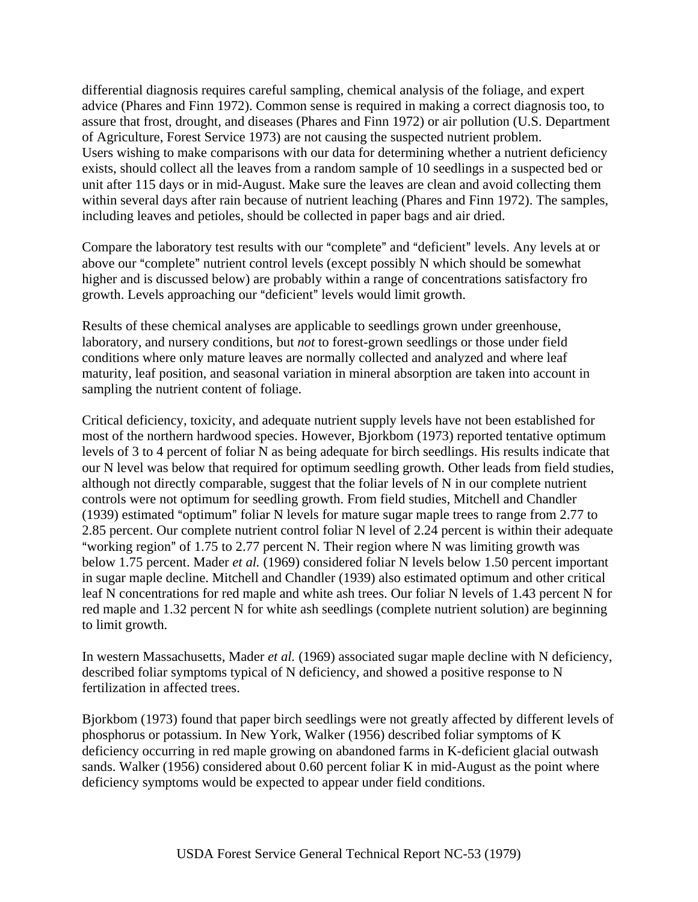differential diagnosis requires careful sampling, chemical analysis of the foliage, and expert advice (Phares and Finn 1972). Common sense is required in making a correct diagnosis too, to assure that frost, drought, and diseases (Phares and Finn 1972) or air pollution (U.S. Department of Agriculture, Forest Service 1973) are not causing the suspected nutrient problem.
Users wishing to make comparisons with our data for determining whether a nutrient deficiency exists, should collect all the leaves from a random sample of 10 seedlings in a suspected bed or unit after 115 days or in mid-August. Make sure the leaves are clean and avoid collecting them within several days after rain because of nutrient leaching (Phares and Finn 1972). The samples, including leaves and petioles, should be collected in paper bags and air dried.

Compare the laboratory test results with our "complete" and "deficient" levels. Any levels at or above our "complete" nutrient control levels (except possibly N which should be somewhat higher and is discussed below) are probably within a range of concentrations satisfactory fro growth. Levels approaching our "deficient" levels would limit growth.

Results of these chemical analyses are applicable to seedlings grown under greenhouse, laboratory, and nursery conditions, but *not* to forest-grown seedlings or those under field conditions where only mature leaves are normally collected and analyzed and where leaf maturity, leaf position, and seasonal variation in mineral absorption are taken into account in sampling the nutrient content of foliage.

Critical deficiency, toxicity, and adequate nutrient supply levels have not been established for most of the northern hardwood species. However, Bjorkbom (1973) reported tentative optimum levels of 3 to 4 percent of foliar N as being adequate for birch seedlings. His results indicate that our N level was below that required for optimum seedling growth. Other leads from field studies, although not directly comparable, suggest that the foliar levels of N in our complete nutrient controls were not optimum for seedling growth. From field studies, Mitchell and Chandler (1939) estimated "optimum" foliar N levels for mature sugar maple trees to range from 2.77 to 2.85 percent. Our complete nutrient control foliar N level of 2.24 percent is within their adequate "working region" of 1.75 to 2.77 percent N. Their region where N was limiting growth was below 1.75 percent. Mader *et al.* (1969) considered foliar N levels below 1.50 percent important in sugar maple decline. Mitchell and Chandler (1939) also estimated optimum and other critical leaf N concentrations for red maple and white ash trees. Our foliar N levels of 1.43 percent N for red maple and 1.32 percent N for white ash seedlings (complete nutrient solution) are beginning to limit growth.

In western Massachusetts, Mader *et al.* (1969) associated sugar maple decline with N deficiency, described foliar symptoms typical of N deficiency, and showed a positive response to N fertilization in affected trees.

Bjorkbom (1973) found that paper birch seedlings were not greatly affected by different levels of phosphorus or potassium. In New York, Walker (1956) described foliar symptoms of K deficiency occurring in red maple growing on abandoned farms in K-deficient glacial outwash sands. Walker (1956) considered about 0.60 percent foliar K in mid-August as the point where deficiency symptoms would be expected to appear under field conditions.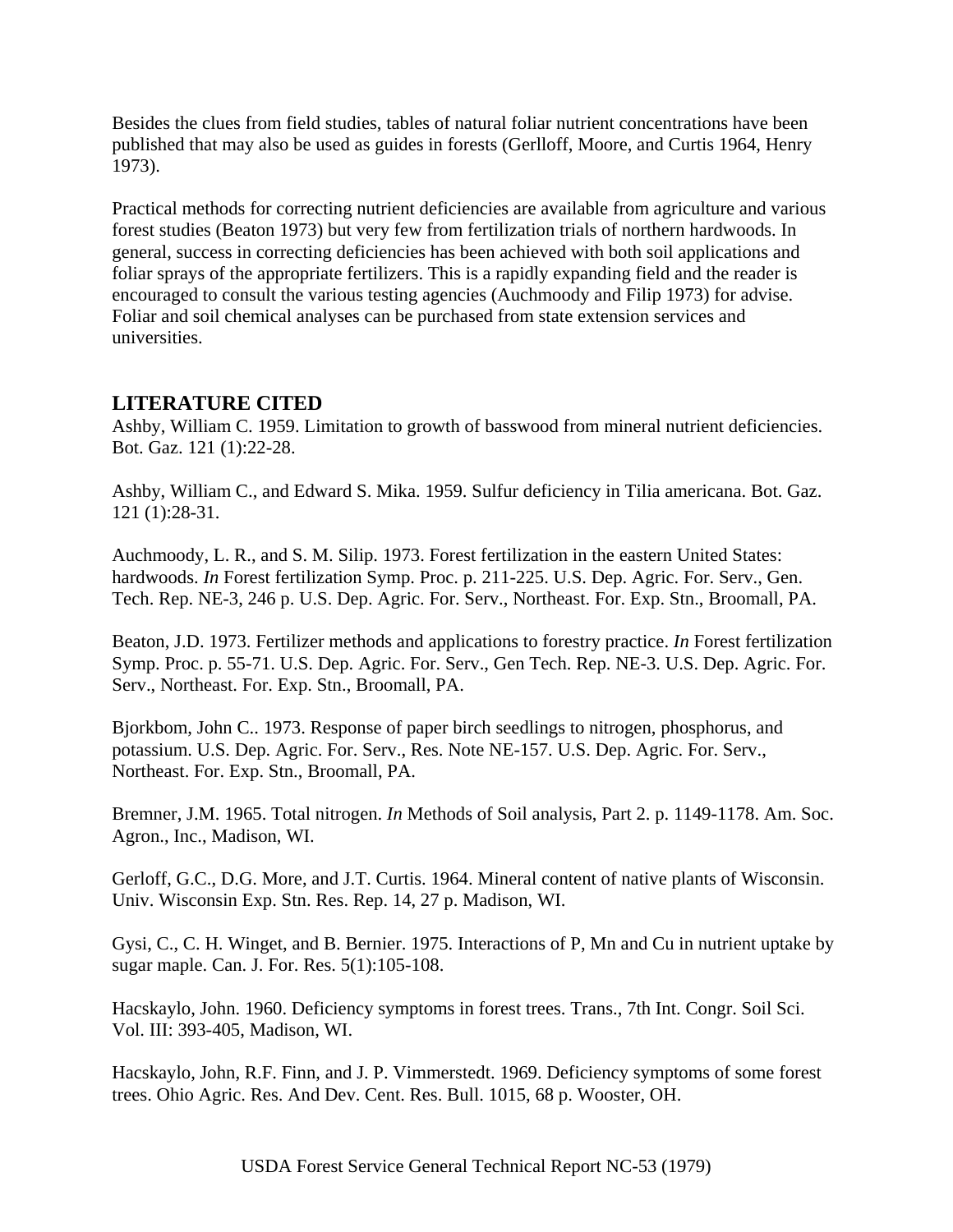Besides the clues from field studies, tables of natural foliar nutrient concentrations have been published that may also be used as guides in forests (Gerlloff, Moore, and Curtis 1964, Henry 1973).

Practical methods for correcting nutrient deficiencies are available from agriculture and various forest studies (Beaton 1973) but very few from fertilization trials of northern hardwoods. In general, success in correcting deficiencies has been achieved with both soil applications and foliar sprays of the appropriate fertilizers. This is a rapidly expanding field and the reader is encouraged to consult the various testing agencies (Auchmoody and Filip 1973) for advise. Foliar and soil chemical analyses can be purchased from state extension services and universities.

## LITERATURE CITED

Ashby, William C. 1959. Limitation to growth of basswood from mineral nutrient deficiencies. Bot. Gaz. 121 (1):22-28.

Ashby, William C., and Edward S. Mika. 1959. Sulfur deficiency in Tilia americana. Bot. Gaz. 121 (1):28-31.

Auchmoody, L. R., and S. M. Silip. 1973. Forest fertilization in the eastern United States: hardwoods. *In* Forest fertilization Symp. Proc. p. 211-225. U.S. Dep. Agric. For. Serv., Gen. Tech. Rep. NE-3, 246 p. U.S. Dep. Agric. For. Serv., Northeast. For. Exp. Stn., Broomall, PA.

Beaton, J.D. 1973. Fertilizer methods and applications to forestry practice. *In* Forest fertilization Symp. Proc. p. 55-71. U.S. Dep. Agric. For. Serv., Gen Tech. Rep. NE-3. U.S. Dep. Agric. For. Serv., Northeast. For. Exp. Stn., Broomall, PA.

Bjorkbom, John C.. 1973. Response of paper birch seedlings to nitrogen, phosphorus, and potassium. U.S. Dep. Agric. For. Serv., Res. Note NE-157. U.S. Dep. Agric. For. Serv., Northeast. For. Exp. Stn., Broomall, PA.

Bremner, J.M. 1965. Total nitrogen. *In* Methods of Soil analysis, Part 2. p. 1149-1178. Am. Soc. Agron., Inc., Madison, WI.

Gerloff, G.C., D.G. More, and J.T. Curtis. 1964. Mineral content of native plants of Wisconsin. Univ. Wisconsin Exp. Stn. Res. Rep. 14, 27 p. Madison, WI.

Gysi, C., C. H. Winget, and B. Bernier. 1975. Interactions of P, Mn and Cu in nutrient uptake by sugar maple. Can. J. For. Res. 5(1):105-108.

Hacskaylo, John. 1960. Deficiency symptoms in forest trees. Trans., 7th Int. Congr. Soil Sci. Vol. III: 393-405, Madison, WI.

Hacskaylo, John, R.F. Finn, and J. P. Vimmerstedt. 1969. Deficiency symptoms of some forest trees. Ohio Agric. Res. And Dev. Cent. Res. Bull. 1015, 68 p. Wooster, OH.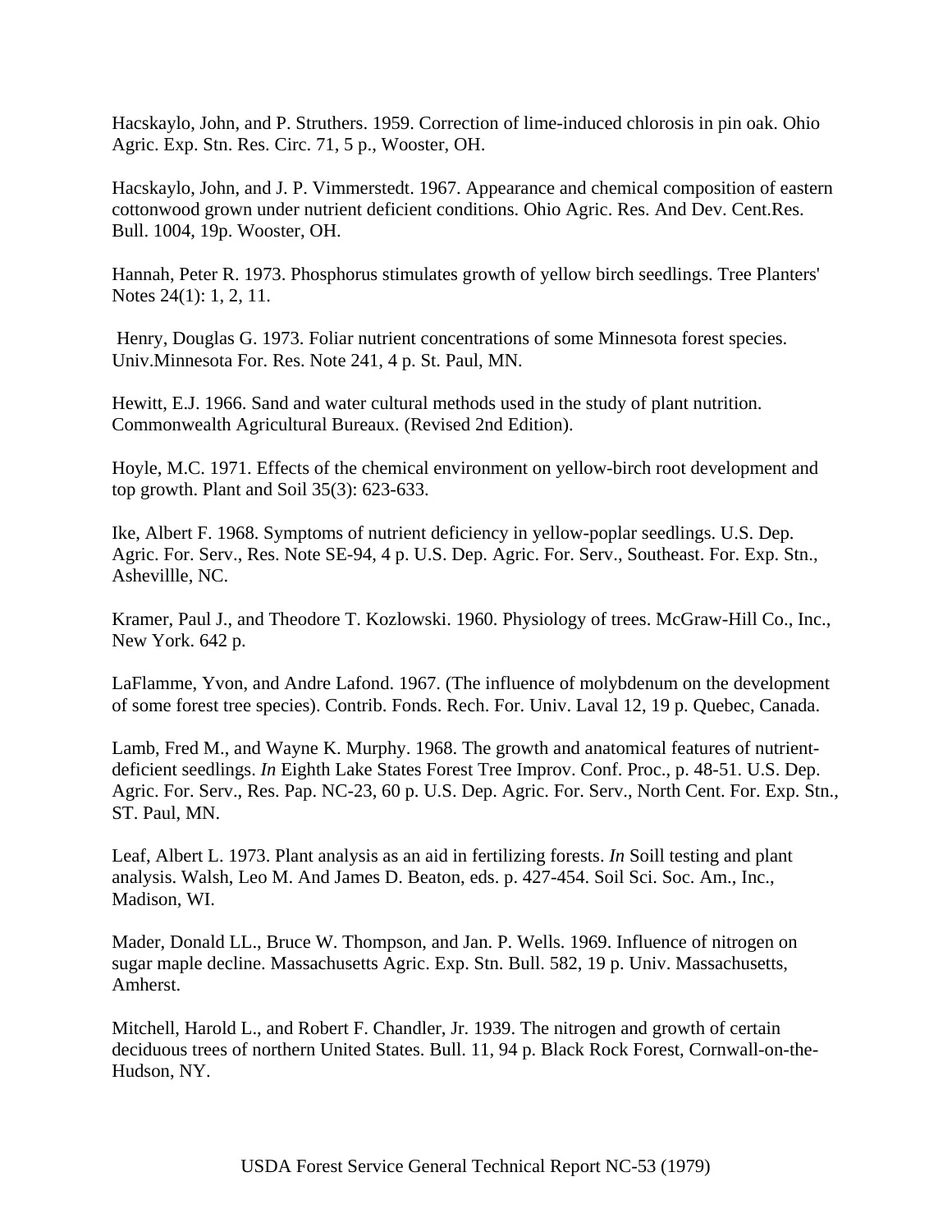Hacskaylo, John, and P. Struthers. 1959. Correction of lime-induced chlorosis in pin oak. Ohio Agric. Exp. Stn. Res. Circ. 71, 5 p., Wooster, OH.

Hacskaylo, John, and J. P. Vimmerstedt. 1967. Appearance and chemical composition of eastern cottonwood grown under nutrient deficient conditions. Ohio Agric. Res. And Dev. Cent.Res. Bull. 1004, 19p. Wooster, OH.

Hannah, Peter R. 1973. Phosphorus stimulates growth of yellow birch seedlings. Tree Planters' Notes 24(1): 1, 2, 11.

Henry, Douglas G. 1973. Foliar nutrient concentrations of some Minnesota forest species. Univ.Minnesota For. Res. Note 241, 4 p. St. Paul, MN.

Hewitt, E.J. 1966. Sand and water cultural methods used in the study of plant nutrition. Commonwealth Agricultural Bureaux. (Revised 2nd Edition).

Hoyle, M.C. 1971. Effects of the chemical environment on yellow-birch root development and top growth. Plant and Soil 35(3): 623-633.

Ike, Albert F. 1968. Symptoms of nutrient deficiency in yellow-poplar seedlings. U.S. Dep. Agric. For. Serv., Res. Note SE-94, 4 p. U.S. Dep. Agric. For. Serv., Southeast. For. Exp. Stn., Ashevillle, NC.

Kramer, Paul J., and Theodore T. Kozlowski. 1960. Physiology of trees. McGraw-Hill Co., Inc., New York. 642 p.

LaFlamme, Yvon, and Andre Lafond. 1967. (The influence of molybdenum on the development of some forest tree species). Contrib. Fonds. Rech. For. Univ. Laval 12, 19 p. Quebec, Canada.

Lamb, Fred M., and Wayne K. Murphy. 1968. The growth and anatomical features of nutrient-deficient seedlings. *In* Eighth Lake States Forest Tree Improv. Conf. Proc., p. 48-51. U.S. Dep. Agric. For. Serv., Res. Pap. NC-23, 60 p. U.S. Dep. Agric. For. Serv., North Cent. For. Exp. Stn., ST. Paul, MN.

Leaf, Albert L. 1973. Plant analysis as an aid in fertilizing forests. *In* Soill testing and plant analysis. Walsh, Leo M. And James D. Beaton, eds. p. 427-454. Soil Sci. Soc. Am., Inc., Madison, WI.

Mader, Donald LL., Bruce W. Thompson, and Jan. P. Wells. 1969. Influence of nitrogen on sugar maple decline. Massachusetts Agric. Exp. Stn. Bull. 582, 19 p. Univ. Massachusetts, Amherst.

Mitchell, Harold L., and Robert F. Chandler, Jr. 1939. The nitrogen and growth of certain deciduous trees of northern United States. Bull. 11, 94 p. Black Rock Forest, Cornwall-on-the-Hudson, NY.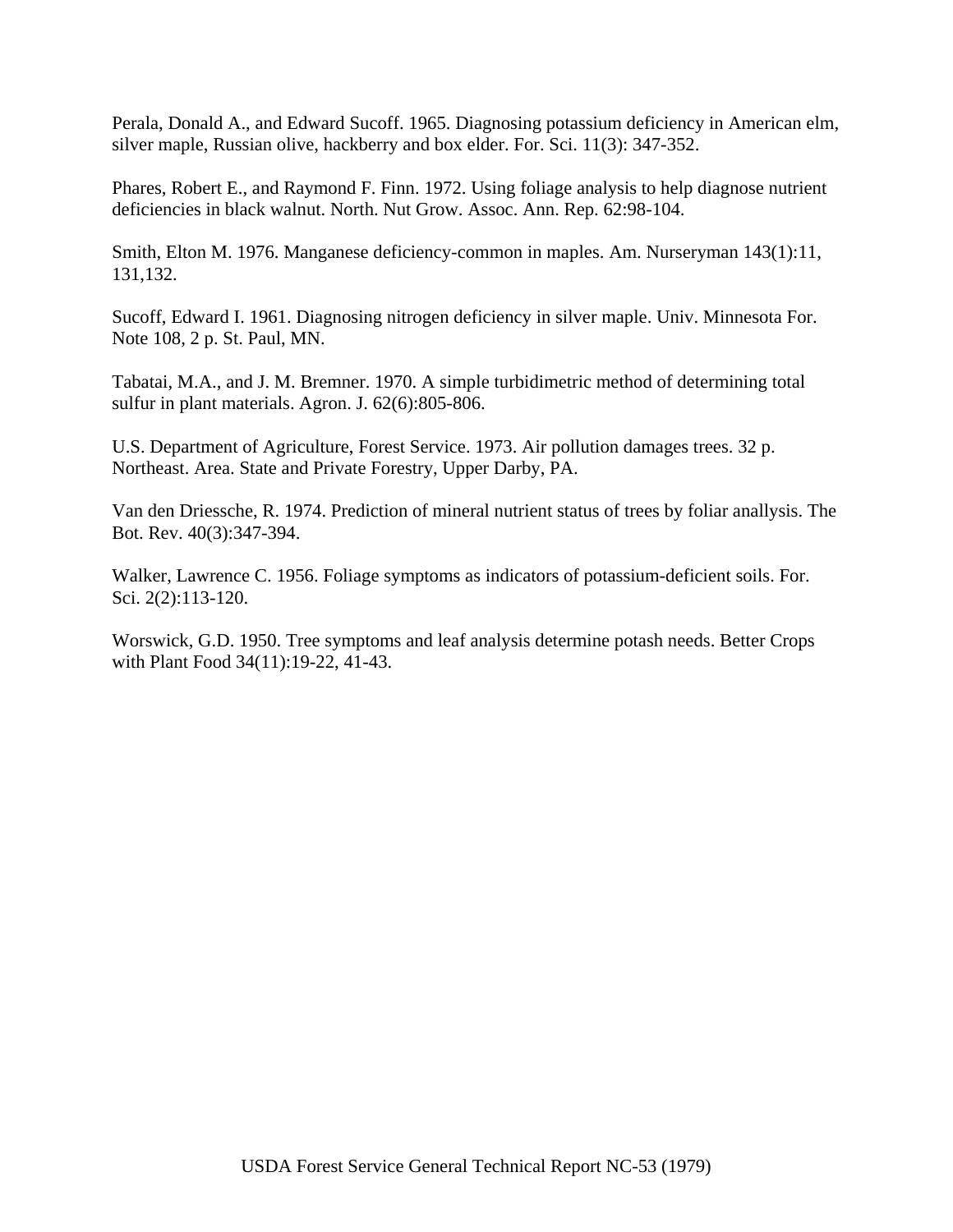Perala, Donald A., and Edward Sucoff. 1965. Diagnosing potassium deficiency in American elm, silver maple, Russian olive, hackberry and box elder. For. Sci. 11(3): 347-352.

Phares, Robert E., and Raymond F. Finn. 1972. Using foliage analysis to help diagnose nutrient deficiencies in black walnut. North. Nut Grow. Assoc. Ann. Rep. 62:98-104.

Smith, Elton M. 1976. Manganese deficiency-common in maples. Am. Nurseryman 143(1):11, 131,132.

Sucoff, Edward I. 1961. Diagnosing nitrogen deficiency in silver maple. Univ. Minnesota For. Note 108, 2 p. St. Paul, MN.

Tabatai, M.A., and J. M. Bremner. 1970. A simple turbidimetric method of determining total sulfur in plant materials. Agron. J. 62(6):805-806.

U.S. Department of Agriculture, Forest Service. 1973. Air pollution damages trees. 32 p. Northeast. Area. State and Private Forestry, Upper Darby, PA.

Van den Driessche, R. 1974. Prediction of mineral nutrient status of trees by foliar anallysis. The Bot. Rev. 40(3):347-394.

Walker, Lawrence C. 1956. Foliage symptoms as indicators of potassium-deficient soils. For. Sci. 2(2):113-120.

Worswick, G.D. 1950. Tree symptoms and leaf analysis determine potash needs. Better Crops with Plant Food 34(11):19-22, 41-43.